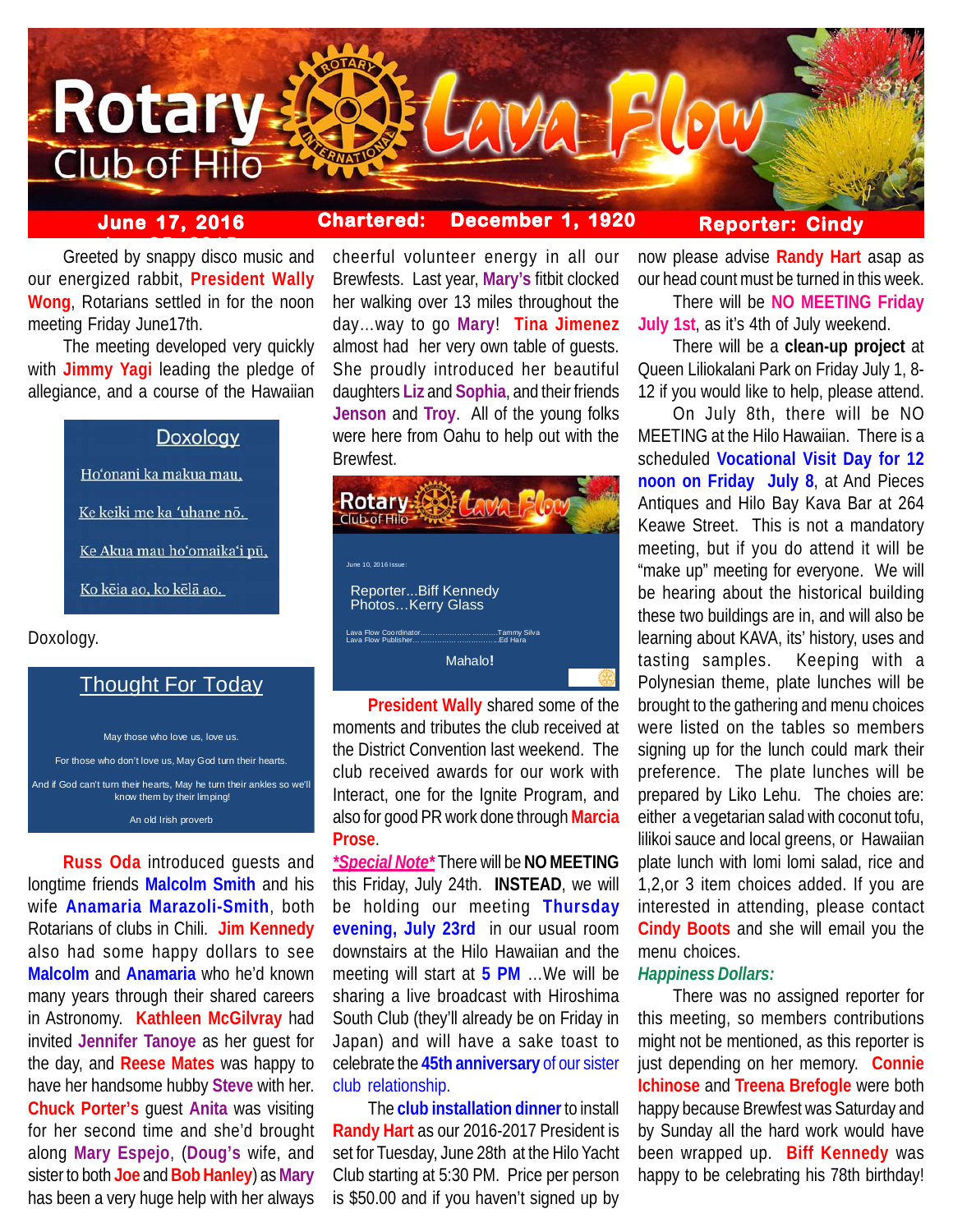# Rotary Club of Hilo — Lava Flow

**June 17, 2016** | **Chartered: December 1, 1920** | **Reporter: Cindy**

Greeted by snappy disco music and our energized rabbit, **President Wally Wong**, Rotarians settled in for the noon meeting Friday June17th.

The meeting developed very quickly with **Jimmy Yagi** leading the pledge of allegiance, and a course of the Hawaiian

Doxology

Ho'onani ka makua mau,

Ke keiki me ka 'uhane nō.

Ke Akua mau ho'omaika'i pū,

Ko kēia ao, ko kēlā ao.

Doxology.

Thought For Today

May those who love us, love us.

For those who don't love us, May God turn their hearts.

And if God can't turn their hearts, May he turn their ankles so we'll know them by their limping!

An old Irish proverb

**Russ Oda** introduced guests and longtime friends **Malcolm Smith** and his wife **Anamaria Marazoli-Smith**, both Rotarians of clubs in Chili. **Jim Kennedy** also had some happy dollars to see **Malcolm** and **Anamaria** who he'd known many years through their shared careers in Astronomy. **Kathleen McGilvray** had invited **Jennifer Tanoye** as her guest for the day, and **Reese Mates** was happy to have her handsome hubby **Steve** with her. **Chuck Porter's** guest **Anita** was visiting for her second time and she'd brought along **Mary Espejo**, (**Doug's** wife, and sister to both **Joe** and **Bob Hanley**) as **Mary** has been a very huge help with her always cheerful volunteer energy in all our Brewfests. Last year, **Mary's** fitbit clocked her walking over 13 miles throughout the day...way to go **Mary**! **Tina Jimenez** almost had her very own table of guests. She proudly introduced her beautiful daughters **Liz** and **Sophia**, and their friends **Jenson** and **Troy**. All of the young folks were here from Oahu to help out with the Brewfest.

Rotary Club of Hilo Lava Flow

June 10, 2016 Issue:

Reporter...Biff Kennedy
Photos...Kerry Glass

Lava Flow Coordinator..............................Tammy Silva
Lava Flow Publisher..................................Ed Hara

Mahalo!

**President Wally** shared some of the moments and tributes the club received at the District Convention last weekend. The club received awards for our work with Interact, one for the Ignite Program, and also for good PR work done through **Marcia Prose**.

***Special Note*** There will be **NO MEETING** this Friday, July 24th. **INSTEAD**, we will be holding our meeting **Thursday evening, July 23rd** in our usual room downstairs at the Hilo Hawaiian and the meeting will start at **5 PM** ...We will be sharing a live broadcast with Hiroshima South Club (they'll already be on Friday in Japan) and will have a sake toast to celebrate the **45th anniversary** of our sister club relationship.

The **club installation dinner** to install **Randy Hart** as our 2016-2017 President is set for Tuesday, June 28th at the Hilo Yacht Club starting at 5:30 PM. Price per person is $50.00 and if you haven't signed up by now please advise **Randy Hart** asap as our head count must be turned in this week.

There will be **NO MEETING Friday July 1st**, as it's 4th of July weekend.

There will be a **clean-up project** at Queen Liliokalani Park on Friday July 1, 8-12 if you would like to help, please attend.

On July 8th, there will be NO MEETING at the Hilo Hawaiian. There is a scheduled **Vocational Visit Day for 12 noon on Friday July 8**, at And Pieces Antiques and Hilo Bay Kava Bar at 264 Keawe Street. This is not a mandatory meeting, but if you do attend it will be "make up" meeting for everyone. We will be hearing about the historical building these two buildings are in, and will also be learning about KAVA, its' history, uses and tasting samples. Keeping with a Polynesian theme, plate lunches will be brought to the gathering and menu choices were listed on the tables so members signing up for the lunch could mark their preference. The plate lunches will be prepared by Liko Lehu. The choies are: either a vegetarian salad with coconut tofu, lilikoi sauce and local greens, or Hawaiian plate lunch with lomi lomi salad, rice and 1,2,or 3 item choices added. If you are interested in attending, please contact **Cindy Boots** and she will email you the menu choices.

***Happiness Dollars:***

There was no assigned reporter for this meeting, so members contributions might not be mentioned, as this reporter is just depending on her memory. **Connie Ichinose** and **Treena Brefogle** were both happy because Brewfest was Saturday and by Sunday all the hard work would have been wrapped up. **Biff Kennedy** was happy to be celebrating his 78th birthday!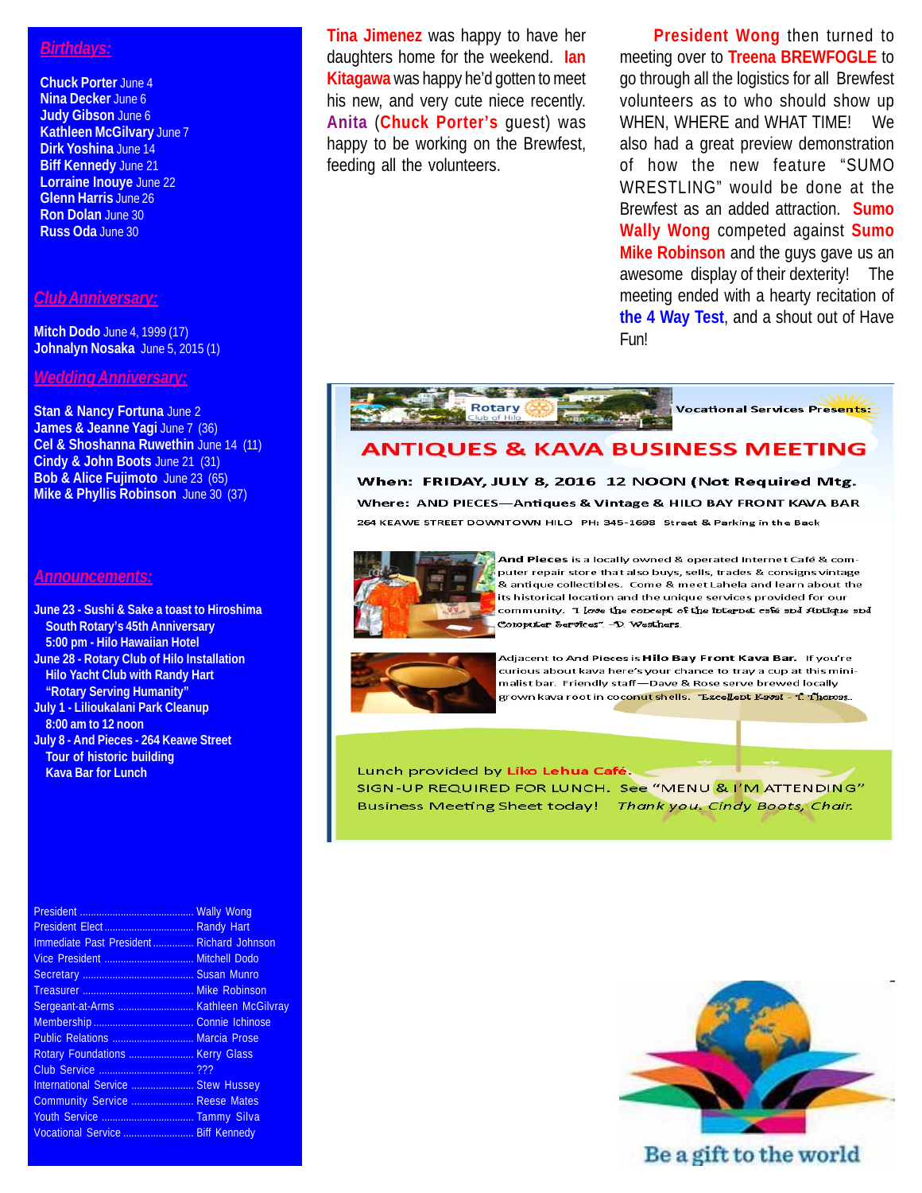## Birthdays:

**Chuck Porter** June 4
**Nina Decker** June 6
**Judy Gibson** June 6
**Kathleen McGilvary** June 7
**Dirk Yoshina** June 14
**Biff Kennedy** June 21
**Lorraine Inouye** June 22
**Glenn Harris** June 26
**Ron Dolan** June 30
**Russ Oda** June 30

## Club Anniversary:

**Mitch Dodo** June 4, 1999 (17)
**Johnalyn Nosaka** June 5, 2015 (1)

## Wedding Anniversary:

**Stan & Nancy Fortuna** June 2
**James & Jeanne Yagi** June 7 (36)
**Cel & Shoshanna Ruwethin** June 14 (11)
**Cindy & John Boots** June 21 (31)
**Bob & Alice Fujimoto** June 23 (65)
**Mike & Phyllis Robinson** June 30 (37)

## Announcements:

**June 23 - Sushi & Sake a toast to Hiroshima South Rotary's 45th Anniversary 5:00 pm - Hilo Hawaiian Hotel**
**June 28 - Rotary Club of Hilo Installation Hilo Yacht Club with Randy Hart "Rotary Serving Humanity"**
**July 1 - Lilioukalani Park Cleanup 8:00 am to 12 noon**
**July 8 - And Pieces - 264 Keawe Street Tour of historic building Kava Bar for Lunch**

| | |
|---|---|
| President | Wally Wong |
| President Elect | Randy Hart |
| Immediate Past President | Richard Johnson |
| Vice President | Mitchell Dodo |
| Secretary | Susan Munro |
| Treasurer | Mike Robinson |
| Sergeant-at-Arms | Kathleen McGilvray |
| Membership | Connie Ichinose |
| Public Relations | Marcia Prose |
| Rotary Foundations | Kerry Glass |
| Club Service | ??? |
| International Service | Stew Hussey |
| Community Service | Reese Mates |
| Youth Service | Tammy Silva |
| Vocational Service | Biff Kennedy |

**Tina Jimenez** was happy to have her daughters home for the weekend. **Ian Kitagawa** was happy he'd gotten to meet his new, and very cute niece recently. **Anita** (**Chuck Porter's** guest) was happy to be working on the Brewfest, feeding all the volunteers.

**President Wong** then turned to meeting over to **Treena BREWFOGLE** to go through all the logistics for all Brewfest volunteers as to who should show up WHEN, WHERE and WHAT TIME! We also had a great preview demonstration of how the new feature "SUMO WRESTLING" would be done at the Brewfest as an added attraction. **Sumo Wally Wong** competed against **Sumo Mike Robinson** and the guys gave us an awesome display of their dexterity! The meeting ended with a hearty recitation of **the 4 Way Test**, and a shout out of Have Fun!

Rotary Club of Hilo — Vocational Services Presents:

# ANTIQUES & KAVA BUSINESS MEETING

**When: FRIDAY, JULY 8, 2016 12 NOON (Not Required Mtg.**

**Where: AND PIECES—Antiques & Vintage & HILO BAY FRONT KAVA BAR**

264 KEAWE STREET DOWNTOWN HILO PH: 345-1698 Street & Parking in the Back

**And Pieces** is a locally owned & operated Internet Café & computer repair store that also buys, sells, trades & consigns vintage & antique collectibles. Come & meet Lahela and learn about the its historical location and the unique services provided for our community. "I love the concept of the Internet café and Antique and Computer Services" -D. Weathers.

Adjacent to And Pieces is **Hilo Bay Front Kava Bar.** If you're curious about kava here's your chance to tray a cup at this minimalist bar. Friendly staff—Dave & Rose serve brewed locally grown kava root in coconut shells. "Excellent Kava! - T. Thomas.

Lunch provided by **Liko Lehua Café.**
SIGN-UP REQUIRED FOR LUNCH. See "MENU & I'M ATTENDING" Business Meeting Sheet today! *Thank you. Cindy Boots, Chair.*

Be a gift to the world